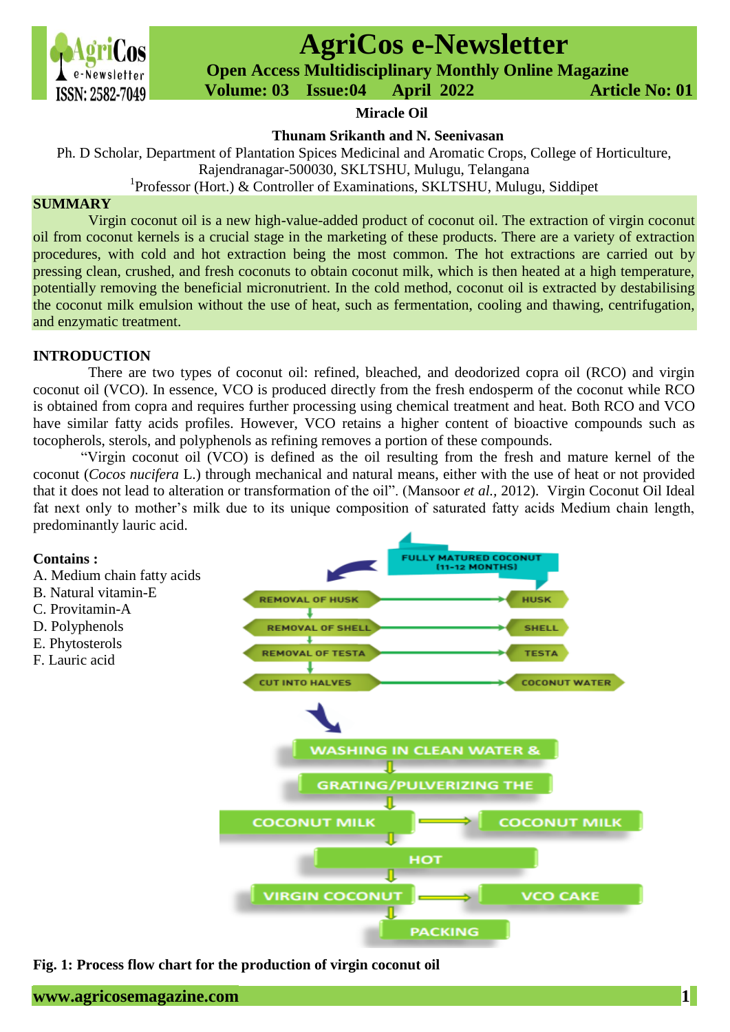# Miracle Oil

**Thunam Srikanth and N. Seenivasan**

Ph. D Scholar, Department of Plantation Spices Medicinal and Aromatic Crops, College of Horticulture, Rajendranagar-500030, SKLTSHU, Mulugu, Telangana

[1]Professor (Hort.) & Controller of Examinations, SKLTSHU, Mulugu, Siddipet

## SUMMARY

Virgin coconut oil is a new high-value-added product of coconut oil. The extraction of virgin coconut oil from coconut kernels is a crucial stage in the marketing of these products. There are a variety of extraction procedures, with cold and hot extraction being the most common. The hot extractions are carried out by pressing clean, crushed, and fresh coconuts to obtain coconut milk, which is then heated at a high temperature, potentially removing the beneficial micronutrient. In the cold method, coconut oil is extracted by destabilising the coconut milk emulsion without the use of heat, such as fermentation, cooling and thawing, centrifugation, and enzymatic treatment.

## INTRODUCTION

There are two types of coconut oil: refined, bleached, and deodorized copra oil (RCO) and virgin coconut oil (VCO). In essence, VCO is produced directly from the fresh endosperm of the coconut while RCO is obtained from copra and requires further processing using chemical treatment and heat. Both RCO and VCO have similar fatty acids profiles. However, VCO retains a higher content of bioactive compounds such as tocopherols, sterols, and polyphenols as refining removes a portion of these compounds.

"Virgin coconut oil (VCO) is defined as the oil resulting from the fresh and mature kernel of the coconut (*Cocos nucifera* L.) through mechanical and natural means, either with the use of heat or not provided that it does not lead to alteration or transformation of the oil". (Mansoor *et al.,* 2012). Virgin Coconut Oil Ideal fat next only to mother's milk due to its unique composition of saturated fatty acids Medium chain length, predominantly lauric acid.

**Contains :**

A. Medium chain fatty acids
B. Natural vitamin-E
C. Provitamin-A
D. Polyphenols
E. Phytosterols
F. Lauric acid

FULLY MATURED COCONUT (11-12 MONTHS)
REMOVAL OF HUSK → HUSK
REMOVAL OF SHELL → SHELL
REMOVAL OF TESTA → TESTA
CUT INTO HALVES → COCONUT WATER
WASHING IN CLEAN WATER &
GRATING/PULVERIZING THE
COCONUT MILK → COCONUT MILK
HOT
VIRGIN COCONUT → VCO CAKE
PACKING

**Fig. 1: Process flow chart for the production of virgin coconut oil**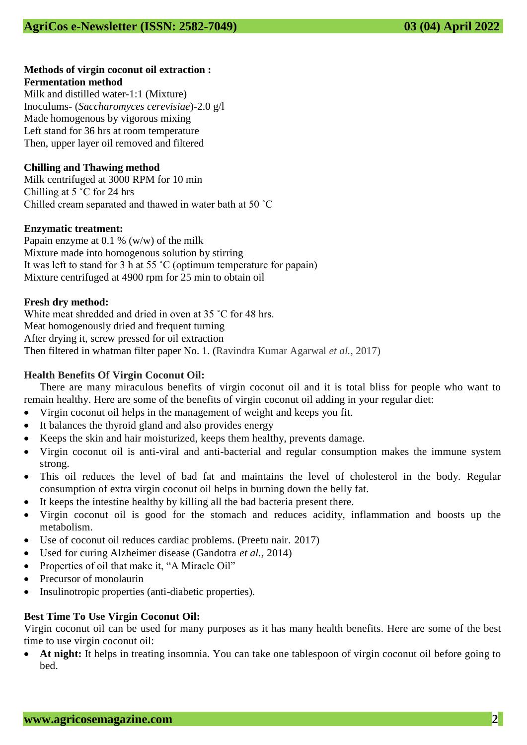**Methods of virgin coconut oil extraction :**

**Fermentation method**

Milk and distilled water-1:1 (Mixture)
Inoculums- (*Saccharomyces cerevisiae*)-2.0 g/l
Made homogenous by vigorous mixing
Left stand for 36 hrs at room temperature
Then, upper layer oil removed and filtered

**Chilling and Thawing method**

Milk centrifuged at 3000 RPM for 10 min
Chilling at 5 ˚C for 24 hrs
Chilled cream separated and thawed in water bath at 50 ˚C

**Enzymatic treatment:**

Papain enzyme at 0.1 % (w/w) of the milk
Mixture made into homogenous solution by stirring
It was left to stand for 3 h at 55 ˚C (optimum temperature for papain)
Mixture centrifuged at 4900 rpm for 25 min to obtain oil

**Fresh dry method:**

White meat shredded and dried in oven at 35 ˚C for 48 hrs.
Meat homogenously dried and frequent turning
After drying it, screw pressed for oil extraction
Then filtered in whatman filter paper No. 1. (Ravindra Kumar Agarwal *et al.,* 2017)

**Health Benefits Of Virgin Coconut Oil:**

There are many miraculous benefits of virgin coconut oil and it is total bliss for people who want to remain healthy. Here are some of the benefits of virgin coconut oil adding in your regular diet:

- Virgin coconut oil helps in the management of weight and keeps you fit.
- It balances the thyroid gland and also provides energy
- Keeps the skin and hair moisturized, keeps them healthy, prevents damage.
- Virgin coconut oil is anti-viral and anti-bacterial and regular consumption makes the immune system strong.
- This oil reduces the level of bad fat and maintains the level of cholesterol in the body. Regular consumption of extra virgin coconut oil helps in burning down the belly fat.
- It keeps the intestine healthy by killing all the bad bacteria present there.
- Virgin coconut oil is good for the stomach and reduces acidity, inflammation and boosts up the metabolism.
- Use of coconut oil reduces cardiac problems. (Preetu nair. 2017)
- Used for curing Alzheimer disease (Gandotra *et al.,* 2014)
- Properties of oil that make it, "A Miracle Oil"
- Precursor of monolaurin
- Insulinotropic properties (anti-diabetic properties).

**Best Time To Use Virgin Coconut Oil:**

Virgin coconut oil can be used for many purposes as it has many health benefits. Here are some of the best time to use virgin coconut oil:

- **At night:** It helps in treating insomnia. You can take one tablespoon of virgin coconut oil before going to bed.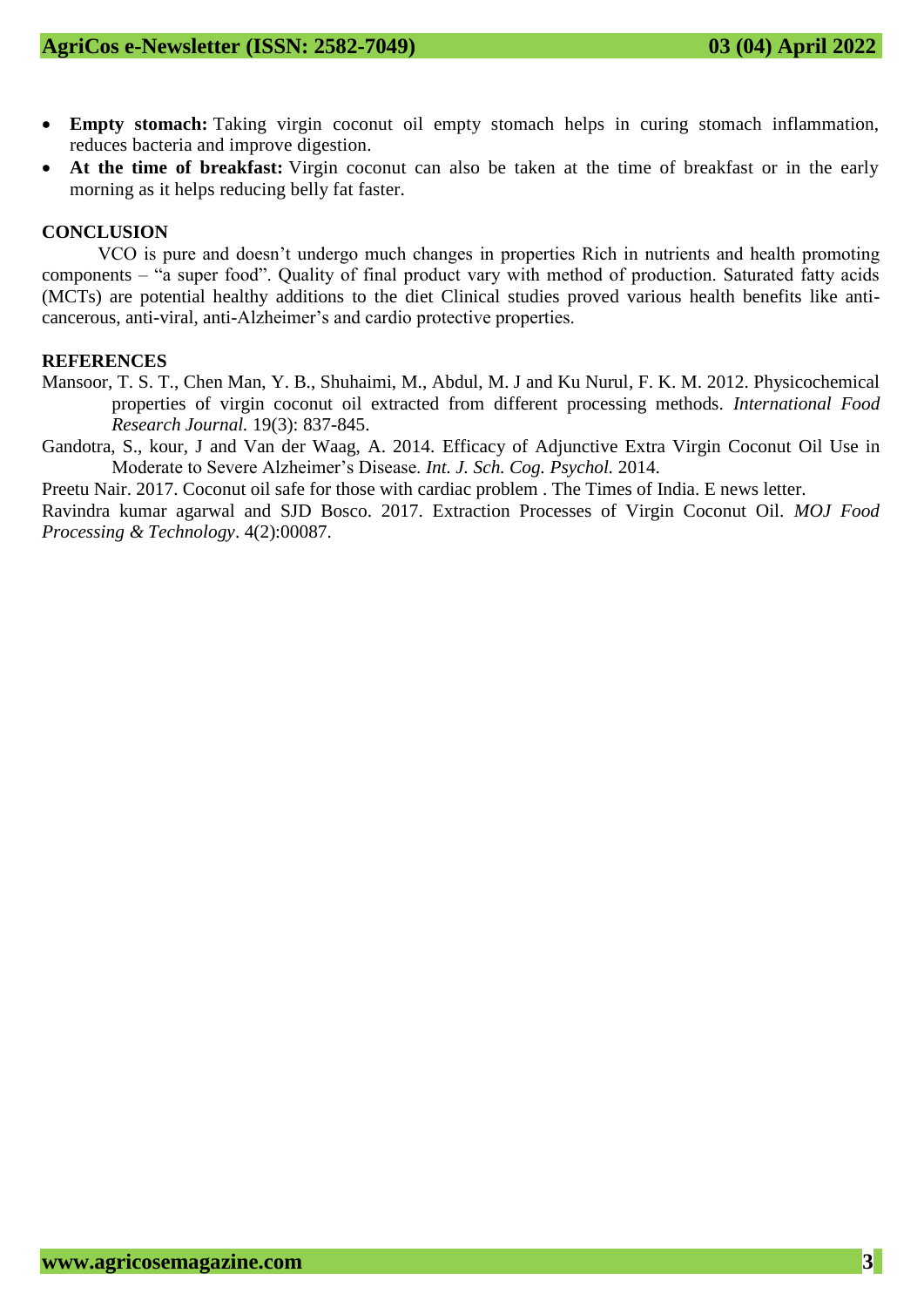- **Empty stomach:** Taking virgin coconut oil empty stomach helps in curing stomach inflammation, reduces bacteria and improve digestion.
- **At the time of breakfast:** Virgin coconut can also be taken at the time of breakfast or in the early morning as it helps reducing belly fat faster.

## CONCLUSION

VCO is pure and doesn't undergo much changes in properties Rich in nutrients and health promoting components – "a super food". Quality of final product vary with method of production. Saturated fatty acids (MCTs) are potential healthy additions to the diet Clinical studies proved various health benefits like anti-cancerous, anti-viral, anti-Alzheimer's and cardio protective properties.

## REFERENCES

Mansoor, T. S. T., Chen Man, Y. B., Shuhaimi, M., Abdul, M. J and Ku Nurul, F. K. M. 2012. Physicochemical properties of virgin coconut oil extracted from different processing methods. *International Food Research Journal.* 19(3): 837-845.

Gandotra, S., kour, J and Van der Waag, A. 2014. Efficacy of Adjunctive Extra Virgin Coconut Oil Use in Moderate to Severe Alzheimer's Disease. *Int. J. Sch. Cog. Psychol.* 2014.

Preetu Nair. 2017. Coconut oil safe for those with cardiac problem . The Times of India. E news letter.

Ravindra kumar agarwal and SJD Bosco. 2017. Extraction Processes of Virgin Coconut Oil. *MOJ Food Processing & Technology*. 4(2):00087.